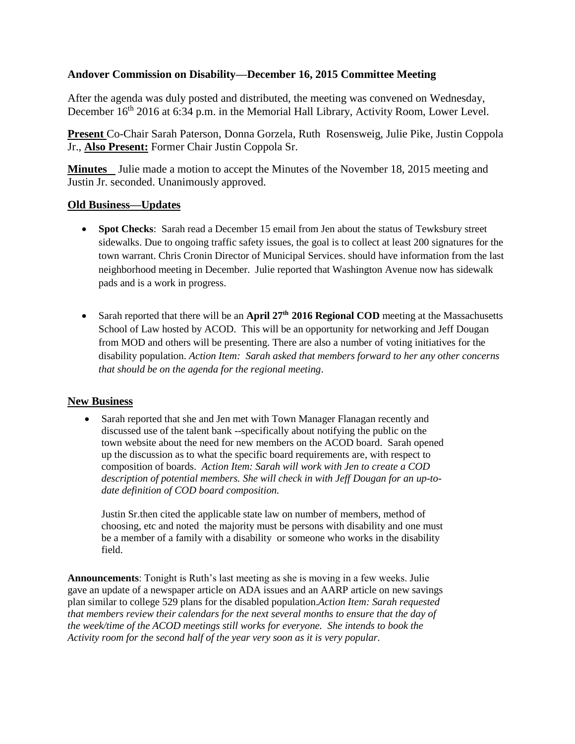**Andover Commission on Disability—December 16, 2015 Committee Meeting**

After the agenda was duly posted and distributed, the meeting was convened on Wednesday, December 16th 2016 at 6:34 p.m. in the Memorial Hall Library, Activity Room, Lower Level.

**Present** Co-Chair Sarah Paterson, Donna Gorzela, Ruth Rosensweig, Julie Pike, Justin Coppola Jr., **Also Present:** Former Chair Justin Coppola Sr.

**Minutes** Julie made a motion to accept the Minutes of the November 18, 2015 meeting and Justin Jr. seconded. Unanimously approved.

**Old Business—Updates**

- **Spot Checks**: Sarah read a December 15 email from Jen about the status of Tewksbury street sidewalks. Due to ongoing traffic safety issues, the goal is to collect at least 200 signatures for the town warrant. Chris Cronin Director of Municipal Services. should have information from the last neighborhood meeting in December. Julie reported that Washington Avenue now has sidewalk pads and is a work in progress.

- Sarah reported that there will be an **April 27th 2016 Regional COD** meeting at the Massachusetts School of Law hosted by ACOD. This will be an opportunity for networking and Jeff Dougan from MOD and others will be presenting. There are also a number of voting initiatives for the disability population. *Action Item: Sarah asked that members forward to her any other concerns that should be on the agenda for the regional meeting*.

**New Business**

- Sarah reported that she and Jen met with Town Manager Flanagan recently and discussed use of the talent bank --specifically about notifying the public on the town website about the need for new members on the ACOD board. Sarah opened up the discussion as to what the specific board requirements are, with respect to composition of boards. *Action Item: Sarah will work with Jen to create a COD description of potential members. She will check in with Jeff Dougan for an up-to-date definition of COD board composition.*

  Justin Sr.then cited the applicable state law on number of members, method of choosing, etc and noted the majority must be persons with disability and one must be a member of a family with a disability or someone who works in the disability field.

**Announcements**: Tonight is Ruth's last meeting as she is moving in a few weeks. Julie gave an update of a newspaper article on ADA issues and an AARP article on new savings plan similar to college 529 plans for the disabled population.*Action Item: Sarah requested that members review their calendars for the next several months to ensure that the day of the week/time of the ACOD meetings still works for everyone. She intends to book the Activity room for the second half of the year very soon as it is very popular.*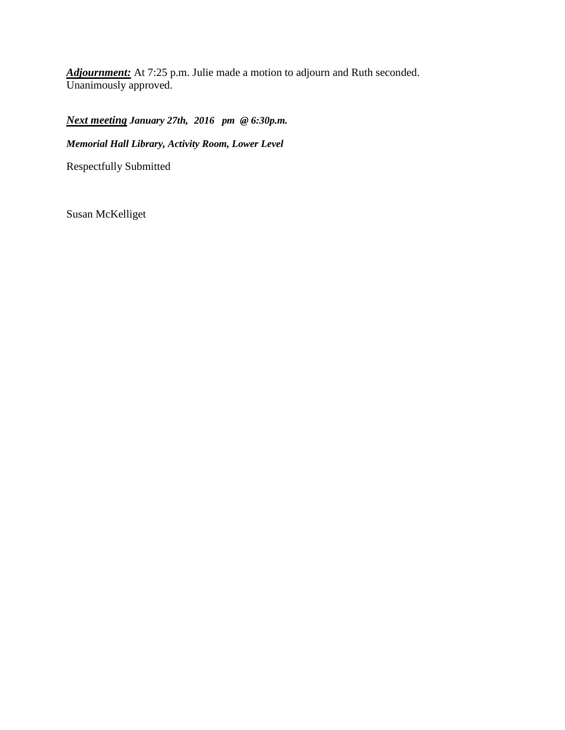***Adjournment:*** At 7:25 p.m. Julie made a motion to adjourn and Ruth seconded. Unanimously approved.

***Next meeting*** ***January 27th, 2016 pm @ 6:30p.m.***

***Memorial Hall Library, Activity Room, Lower Level***

Respectfully Submitted

Susan McKelliget